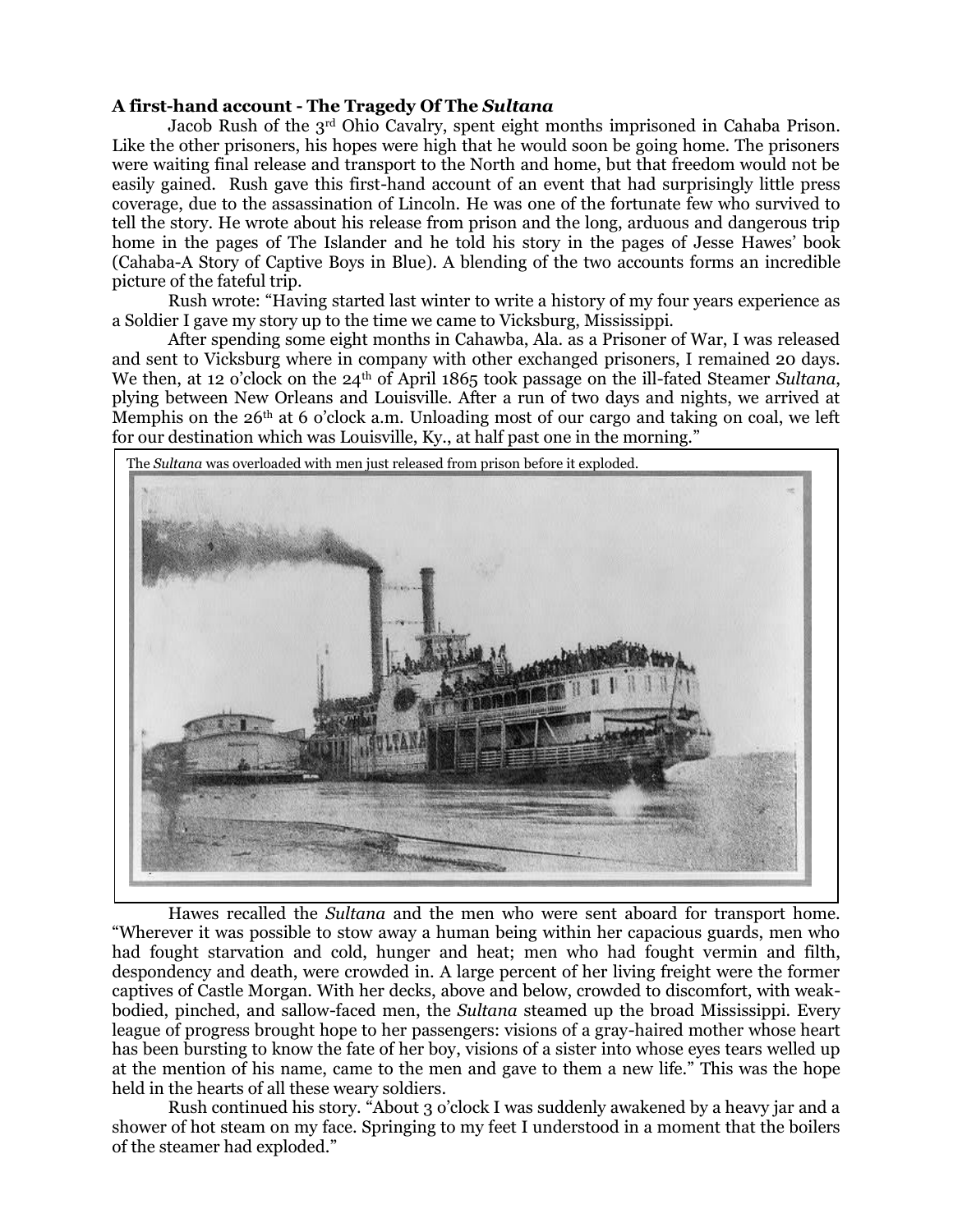**A first-hand account - The Tragedy Of The *Sultana***

Jacob Rush of the 3rd Ohio Cavalry, spent eight months imprisoned in Cahaba Prison. Like the other prisoners, his hopes were high that he would soon be going home. The prisoners were waiting final release and transport to the North and home, but that freedom would not be easily gained. Rush gave this first-hand account of an event that had surprisingly little press coverage, due to the assassination of Lincoln. He was one of the fortunate few who survived to tell the story. He wrote about his release from prison and the long, arduous and dangerous trip home in the pages of The Islander and he told his story in the pages of Jesse Hawes' book (Cahaba-A Story of Captive Boys in Blue). A blending of the two accounts forms an incredible picture of the fateful trip.

Rush wrote: "Having started last winter to write a history of my four years experience as a Soldier I gave my story up to the time we came to Vicksburg, Mississippi.

After spending some eight months in Cahawba, Ala. as a Prisoner of War, I was released and sent to Vicksburg where in company with other exchanged prisoners, I remained 20 days. We then, at 12 o'clock on the 24th of April 1865 took passage on the ill-fated Steamer *Sultana*, plying between New Orleans and Louisville. After a run of two days and nights, we arrived at Memphis on the 26th at 6 o'clock a.m. Unloading most of our cargo and taking on coal, we left for our destination which was Louisville, Ky., at half past one in the morning."

The *Sultana* was overloaded with men just released from prison before it exploded.

Hawes recalled the *Sultana* and the men who were sent aboard for transport home. "Wherever it was possible to stow away a human being within her capacious guards, men who had fought starvation and cold, hunger and heat; men who had fought vermin and filth, despondency and death, were crowded in. A large percent of her living freight were the former captives of Castle Morgan. With her decks, above and below, crowded to discomfort, with weak-bodied, pinched, and sallow-faced men, the *Sultana* steamed up the broad Mississippi. Every league of progress brought hope to her passengers: visions of a gray-haired mother whose heart has been bursting to know the fate of her boy, visions of a sister into whose eyes tears welled up at the mention of his name, came to the men and gave to them a new life." This was the hope held in the hearts of all these weary soldiers.

Rush continued his story. "About 3 o'clock I was suddenly awakened by a heavy jar and a shower of hot steam on my face. Springing to my feet I understood in a moment that the boilers of the steamer had exploded."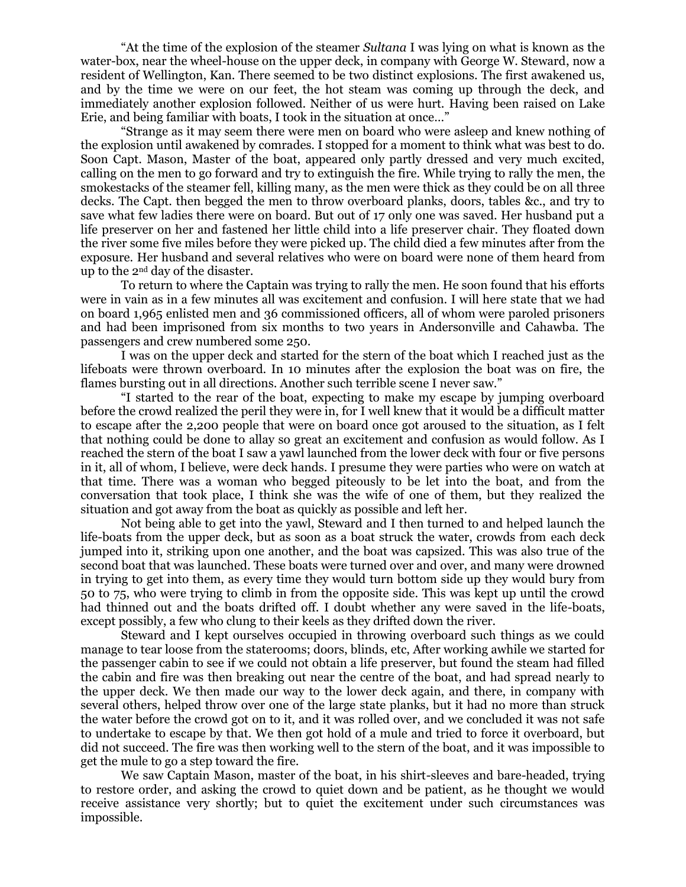"At the time of the explosion of the steamer *Sultana* I was lying on what is known as the water-box, near the wheel-house on the upper deck, in company with George W. Steward, now a resident of Wellington, Kan. There seemed to be two distinct explosions. The first awakened us, and by the time we were on our feet, the hot steam was coming up through the deck, and immediately another explosion followed. Neither of us were hurt. Having been raised on Lake Erie, and being familiar with boats, I took in the situation at once…"

"Strange as it may seem there were men on board who were asleep and knew nothing of the explosion until awakened by comrades. I stopped for a moment to think what was best to do. Soon Capt. Mason, Master of the boat, appeared only partly dressed and very much excited, calling on the men to go forward and try to extinguish the fire. While trying to rally the men, the smokestacks of the steamer fell, killing many, as the men were thick as they could be on all three decks. The Capt. then begged the men to throw overboard planks, doors, tables &c., and try to save what few ladies there were on board. But out of 17 only one was saved. Her husband put a life preserver on her and fastened her little child into a life preserver chair. They floated down the river some five miles before they were picked up. The child died a few minutes after from the exposure. Her husband and several relatives who were on board were none of them heard from up to the 2nd day of the disaster.

To return to where the Captain was trying to rally the men. He soon found that his efforts were in vain as in a few minutes all was excitement and confusion. I will here state that we had on board 1,965 enlisted men and 36 commissioned officers, all of whom were paroled prisoners and had been imprisoned from six months to two years in Andersonville and Cahawba. The passengers and crew numbered some 250.

I was on the upper deck and started for the stern of the boat which I reached just as the lifeboats were thrown overboard. In 10 minutes after the explosion the boat was on fire, the flames bursting out in all directions. Another such terrible scene I never saw."

"I started to the rear of the boat, expecting to make my escape by jumping overboard before the crowd realized the peril they were in, for I well knew that it would be a difficult matter to escape after the 2,200 people that were on board once got aroused to the situation, as I felt that nothing could be done to allay so great an excitement and confusion as would follow. As I reached the stern of the boat I saw a yawl launched from the lower deck with four or five persons in it, all of whom, I believe, were deck hands. I presume they were parties who were on watch at that time. There was a woman who begged piteously to be let into the boat, and from the conversation that took place, I think she was the wife of one of them, but they realized the situation and got away from the boat as quickly as possible and left her.

Not being able to get into the yawl, Steward and I then turned to and helped launch the life-boats from the upper deck, but as soon as a boat struck the water, crowds from each deck jumped into it, striking upon one another, and the boat was capsized. This was also true of the second boat that was launched. These boats were turned over and over, and many were drowned in trying to get into them, as every time they would turn bottom side up they would bury from 50 to 75, who were trying to climb in from the opposite side. This was kept up until the crowd had thinned out and the boats drifted off. I doubt whether any were saved in the life-boats, except possibly, a few who clung to their keels as they drifted down the river.

Steward and I kept ourselves occupied in throwing overboard such things as we could manage to tear loose from the staterooms; doors, blinds, etc, After working awhile we started for the passenger cabin to see if we could not obtain a life preserver, but found the steam had filled the cabin and fire was then breaking out near the centre of the boat, and had spread nearly to the upper deck. We then made our way to the lower deck again, and there, in company with several others, helped throw over one of the large state planks, but it had no more than struck the water before the crowd got on to it, and it was rolled over, and we concluded it was not safe to undertake to escape by that. We then got hold of a mule and tried to force it overboard, but did not succeed. The fire was then working well to the stern of the boat, and it was impossible to get the mule to go a step toward the fire.

We saw Captain Mason, master of the boat, in his shirt-sleeves and bare-headed, trying to restore order, and asking the crowd to quiet down and be patient, as he thought we would receive assistance very shortly; but to quiet the excitement under such circumstances was impossible.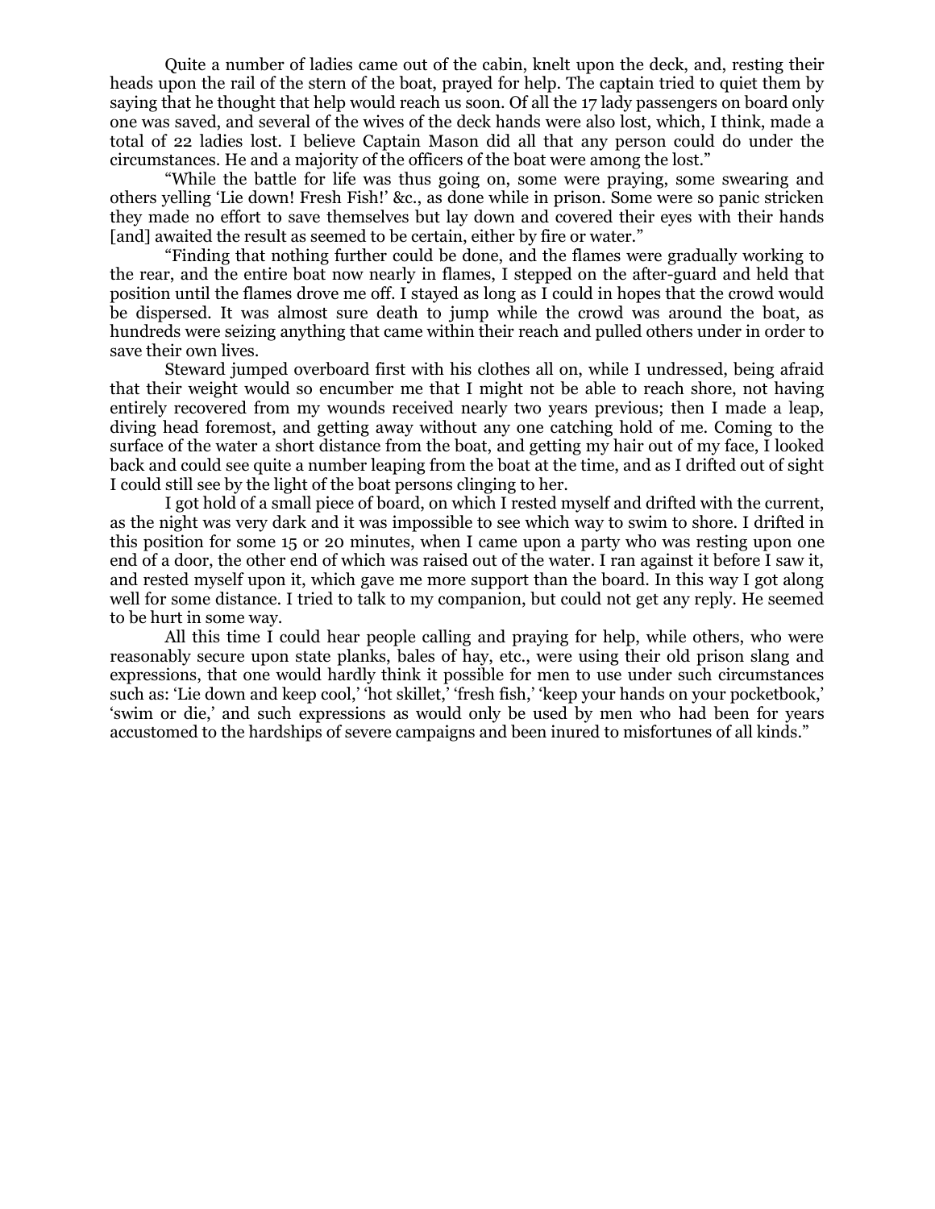Quite a number of ladies came out of the cabin, knelt upon the deck, and, resting their heads upon the rail of the stern of the boat, prayed for help. The captain tried to quiet them by saying that he thought that help would reach us soon. Of all the 17 lady passengers on board only one was saved, and several of the wives of the deck hands were also lost, which, I think, made a total of 22 ladies lost. I believe Captain Mason did all that any person could do under the circumstances. He and a majority of the officers of the boat were among the lost."

"While the battle for life was thus going on, some were praying, some swearing and others yelling 'Lie down! Fresh Fish!' &c., as done while in prison. Some were so panic stricken they made no effort to save themselves but lay down and covered their eyes with their hands [and] awaited the result as seemed to be certain, either by fire or water."

"Finding that nothing further could be done, and the flames were gradually working to the rear, and the entire boat now nearly in flames, I stepped on the after-guard and held that position until the flames drove me off. I stayed as long as I could in hopes that the crowd would be dispersed. It was almost sure death to jump while the crowd was around the boat, as hundreds were seizing anything that came within their reach and pulled others under in order to save their own lives.

Steward jumped overboard first with his clothes all on, while I undressed, being afraid that their weight would so encumber me that I might not be able to reach shore, not having entirely recovered from my wounds received nearly two years previous; then I made a leap, diving head foremost, and getting away without any one catching hold of me. Coming to the surface of the water a short distance from the boat, and getting my hair out of my face, I looked back and could see quite a number leaping from the boat at the time, and as I drifted out of sight I could still see by the light of the boat persons clinging to her.

I got hold of a small piece of board, on which I rested myself and drifted with the current, as the night was very dark and it was impossible to see which way to swim to shore. I drifted in this position for some 15 or 20 minutes, when I came upon a party who was resting upon one end of a door, the other end of which was raised out of the water. I ran against it before I saw it, and rested myself upon it, which gave me more support than the board. In this way I got along well for some distance. I tried to talk to my companion, but could not get any reply. He seemed to be hurt in some way.

All this time I could hear people calling and praying for help, while others, who were reasonably secure upon state planks, bales of hay, etc., were using their old prison slang and expressions, that one would hardly think it possible for men to use under such circumstances such as: 'Lie down and keep cool,' 'hot skillet,' 'fresh fish,' 'keep your hands on your pocketbook,' 'swim or die,' and such expressions as would only be used by men who had been for years accustomed to the hardships of severe campaigns and been inured to misfortunes of all kinds."